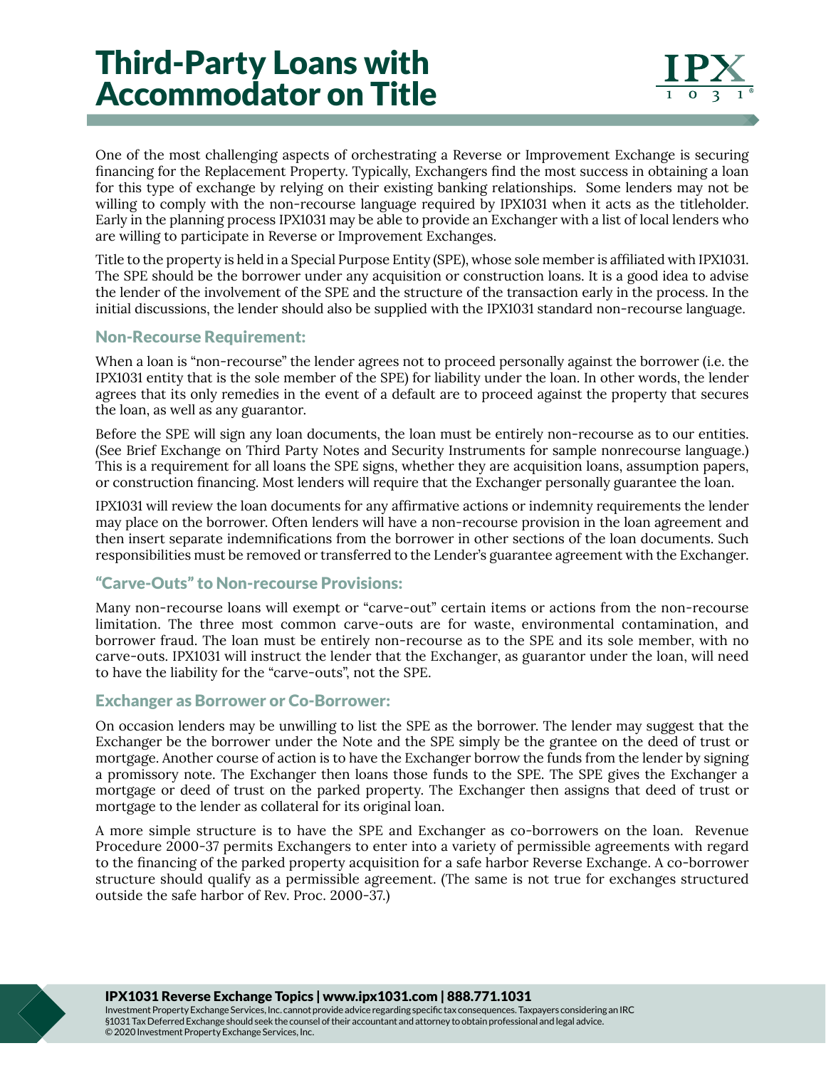# Third-Party Loans with Accommodator on Title

One of the most challenging aspects of orchestrating a Reverse or Improvement Exchange is securing financing for the Replacement Property. Typically, Exchangers find the most success in obtaining a loan for this type of exchange by relying on their existing banking relationships. Some lenders may not be willing to comply with the non-recourse language required by IPX1031 when it acts as the titleholder. Early in the planning process IPX1031 may be able to provide an Exchanger with a list of local lenders who are willing to participate in Reverse or Improvement Exchanges.

Title to the property is held in a Special Purpose Entity (SPE), whose sole member is affiliated with IPX1031. The SPE should be the borrower under any acquisition or construction loans. It is a good idea to advise the lender of the involvement of the SPE and the structure of the transaction early in the process. In the initial discussions, the lender should also be supplied with the IPX1031 standard non-recourse language.

## Non-Recourse Requirement:

When a loan is "non-recourse" the lender agrees not to proceed personally against the borrower (i.e. the IPX1031 entity that is the sole member of the SPE) for liability under the loan. In other words, the lender agrees that its only remedies in the event of a default are to proceed against the property that secures the loan, as well as any guarantor.

Before the SPE will sign any loan documents, the loan must be entirely non-recourse as to our entities. (See Brief Exchange on Third Party Notes and Security Instruments for sample nonrecourse language.) This is a requirement for all loans the SPE signs, whether they are acquisition loans, assumption papers, or construction financing. Most lenders will require that the Exchanger personally guarantee the loan.

IPX1031 will review the loan documents for any affirmative actions or indemnity requirements the lender may place on the borrower. Often lenders will have a non-recourse provision in the loan agreement and then insert separate indemnifications from the borrower in other sections of the loan documents. Such responsibilities must be removed or transferred to the Lender's guarantee agreement with the Exchanger.

## "Carve-Outs" to Non-recourse Provisions:

Many non-recourse loans will exempt or "carve-out" certain items or actions from the non-recourse limitation. The three most common carve-outs are for waste, environmental contamination, and borrower fraud. The loan must be entirely non-recourse as to the SPE and its sole member, with no carve-outs. IPX1031 will instruct the lender that the Exchanger, as guarantor under the loan, will need to have the liability for the "carve-outs", not the SPE.

## Exchanger as Borrower or Co-Borrower:

On occasion lenders may be unwilling to list the SPE as the borrower. The lender may suggest that the Exchanger be the borrower under the Note and the SPE simply be the grantee on the deed of trust or mortgage. Another course of action is to have the Exchanger borrow the funds from the lender by signing a promissory note. The Exchanger then loans those funds to the SPE. The SPE gives the Exchanger a mortgage or deed of trust on the parked property. The Exchanger then assigns that deed of trust or mortgage to the lender as collateral for its original loan.

A more simple structure is to have the SPE and Exchanger as co-borrowers on the loan. Revenue Procedure 2000-37 permits Exchangers to enter into a variety of permissible agreements with regard to the financing of the parked property acquisition for a safe harbor Reverse Exchange. A co-borrower structure should qualify as a permissible agreement. (The same is not true for exchanges structured outside the safe harbor of Rev. Proc. 2000-37.)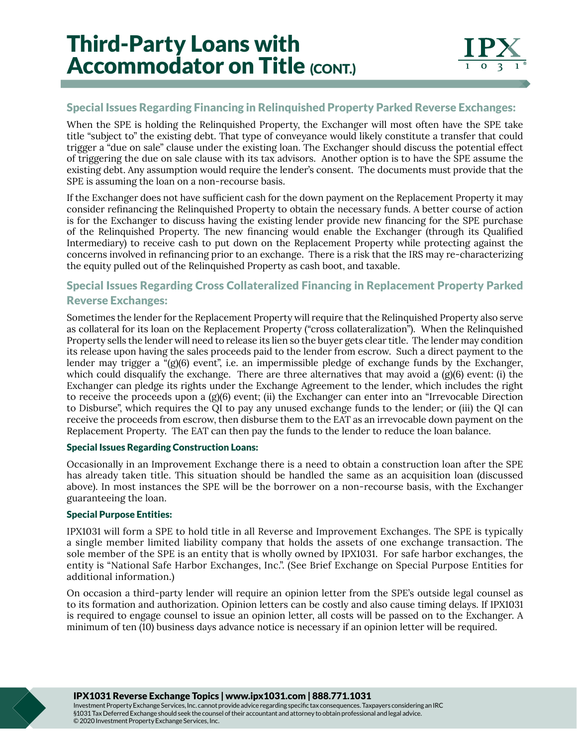# Third-Party Loans with Accommodator on Title (CONT.)

## Special Issues Regarding Financing in Relinquished Property Parked Reverse Exchanges:

When the SPE is holding the Relinquished Property, the Exchanger will most often have the SPE take title "subject to" the existing debt. That type of conveyance would likely constitute a transfer that could trigger a "due on sale" clause under the existing loan. The Exchanger should discuss the potential effect of triggering the due on sale clause with its tax advisors. Another option is to have the SPE assume the existing debt. Any assumption would require the lender's consent. The documents must provide that the SPE is assuming the loan on a non-recourse basis.

If the Exchanger does not have sufficient cash for the down payment on the Replacement Property it may consider refinancing the Relinquished Property to obtain the necessary funds. A better course of action is for the Exchanger to discuss having the existing lender provide new financing for the SPE purchase of the Relinquished Property. The new financing would enable the Exchanger (through its Qualified Intermediary) to receive cash to put down on the Replacement Property while protecting against the concerns involved in refinancing prior to an exchange. There is a risk that the IRS may re-characterizing the equity pulled out of the Relinquished Property as cash boot, and taxable.

## Special Issues Regarding Cross Collateralized Financing in Replacement Property Parked Reverse Exchanges:

Sometimes the lender for the Replacement Property will require that the Relinquished Property also serve as collateral for its loan on the Replacement Property ("cross collateralization"). When the Relinquished Property sells the lender will need to release its lien so the buyer gets clear title. The lender may condition its release upon having the sales proceeds paid to the lender from escrow. Such a direct payment to the lender may trigger a "(g)(6) event", i.e. an impermissible pledge of exchange funds by the Exchanger, which could disqualify the exchange. There are three alternatives that may avoid a (g)(6) event: (i) the Exchanger can pledge its rights under the Exchange Agreement to the lender, which includes the right to receive the proceeds upon a (g)(6) event; (ii) the Exchanger can enter into an "Irrevocable Direction to Disburse", which requires the QI to pay any unused exchange funds to the lender; or (iii) the QI can receive the proceeds from escrow, then disburse them to the EAT as an irrevocable down payment on the Replacement Property. The EAT can then pay the funds to the lender to reduce the loan balance.

### Special Issues Regarding Construction Loans:

Occasionally in an Improvement Exchange there is a need to obtain a construction loan after the SPE has already taken title. This situation should be handled the same as an acquisition loan (discussed above). In most instances the SPE will be the borrower on a non-recourse basis, with the Exchanger guaranteeing the loan.

### Special Purpose Entities:

IPX1031 will form a SPE to hold title in all Reverse and Improvement Exchanges. The SPE is typically a single member limited liability company that holds the assets of one exchange transaction. The sole member of the SPE is an entity that is wholly owned by IPX1031. For safe harbor exchanges, the entity is "National Safe Harbor Exchanges, Inc.". (See Brief Exchange on Special Purpose Entities for additional information.)

On occasion a third-party lender will require an opinion letter from the SPE's outside legal counsel as to its formation and authorization. Opinion letters can be costly and also cause timing delays. If IPX1031 is required to engage counsel to issue an opinion letter, all costs will be passed on to the Exchanger. A minimum of ten (10) business days advance notice is necessary if an opinion letter will be required.

IPX1031 Reverse Exchange Topics | www.ipx1031.com | 888.771.1031

Investment Property Exchange Services, Inc. cannot provide advice regarding specific tax consequences. Taxpayers considering an IRC §1031 Tax Deferred Exchange should seek the counsel of their accountant and attorney to obtain professional and legal advice.
© 2020 Investment Property Exchange Services, Inc.